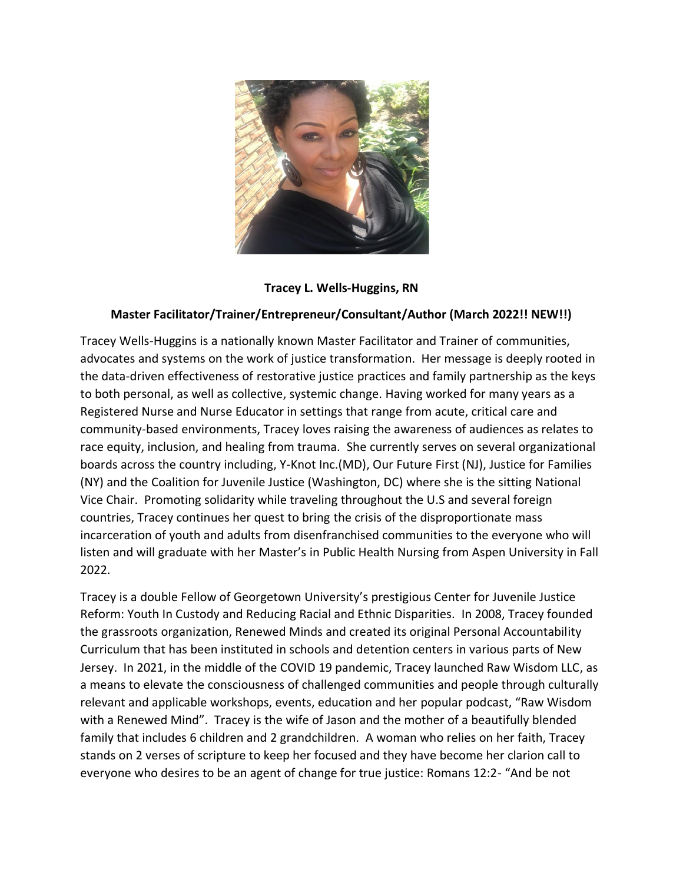**Tracey L. Wells-Huggins, RN**

**Master Facilitator/Trainer/Entrepreneur/Consultant/Author (March 2022!! NEW!!)**

Tracey Wells-Huggins is a nationally known Master Facilitator and Trainer of communities, advocates and systems on the work of justice transformation. Her message is deeply rooted in the data-driven effectiveness of restorative justice practices and family partnership as the keys to both personal, as well as collective, systemic change. Having worked for many years as a Registered Nurse and Nurse Educator in settings that range from acute, critical care and community-based environments, Tracey loves raising the awareness of audiences as relates to race equity, inclusion, and healing from trauma. She currently serves on several organizational boards across the country including, Y-Knot Inc.(MD), Our Future First (NJ), Justice for Families (NY) and the Coalition for Juvenile Justice (Washington, DC) where she is the sitting National Vice Chair. Promoting solidarity while traveling throughout the U.S and several foreign countries, Tracey continues her quest to bring the crisis of the disproportionate mass incarceration of youth and adults from disenfranchised communities to the everyone who will listen and will graduate with her Master's in Public Health Nursing from Aspen University in Fall 2022.

Tracey is a double Fellow of Georgetown University's prestigious Center for Juvenile Justice Reform: Youth In Custody and Reducing Racial and Ethnic Disparities. In 2008, Tracey founded the grassroots organization, Renewed Minds and created its original Personal Accountability Curriculum that has been instituted in schools and detention centers in various parts of New Jersey. In 2021, in the middle of the COVID 19 pandemic, Tracey launched Raw Wisdom LLC, as a means to elevate the consciousness of challenged communities and people through culturally relevant and applicable workshops, events, education and her popular podcast, "Raw Wisdom with a Renewed Mind". Tracey is the wife of Jason and the mother of a beautifully blended family that includes 6 children and 2 grandchildren. A woman who relies on her faith, Tracey stands on 2 verses of scripture to keep her focused and they have become her clarion call to everyone who desires to be an agent of change for true justice: Romans 12:2- "And be not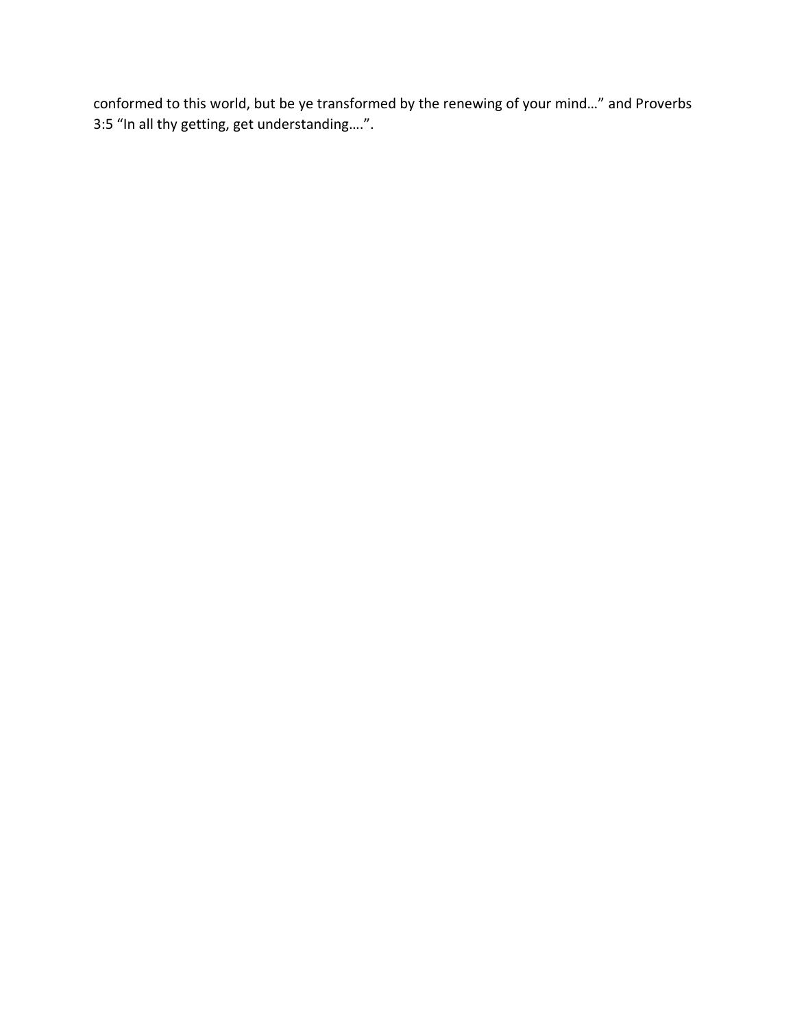conformed to this world, but be ye transformed by the renewing of your mind…" and Proverbs 3:5 "In all thy getting, get understanding….".